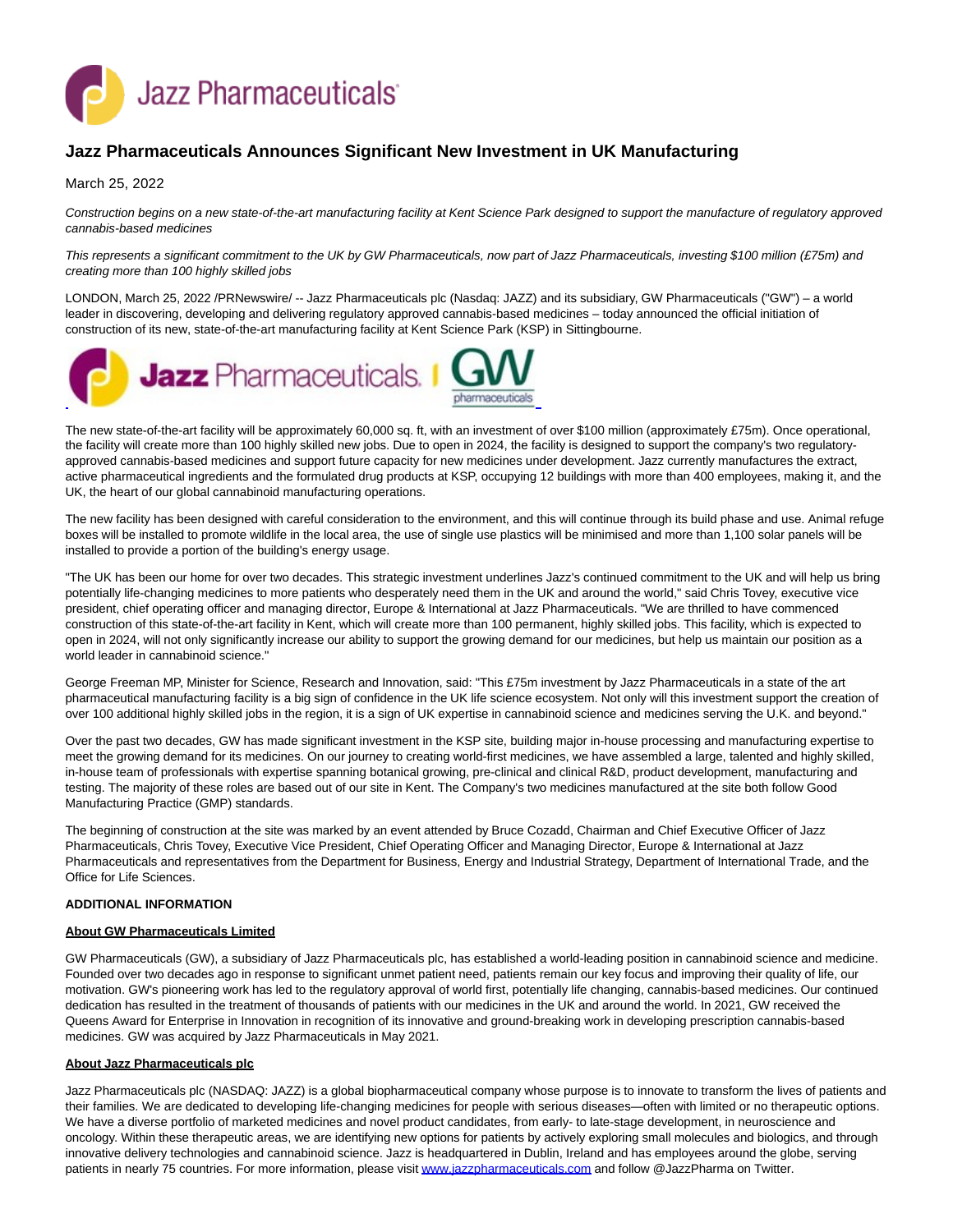# Jazz Pharmaceuticals Announces Significant New Investment in UK Manufacturing

March 25, 2022

*Construction begins on a new state-of-the-art manufacturing facility at Kent Science Park designed to support the manufacture of regulatory approved cannabis-based medicines*

*This represents a significant commitment to the UK by GW Pharmaceuticals, now part of Jazz Pharmaceuticals, investing $100 million (£75m) and creating more than 100 highly skilled jobs*

LONDON, March 25, 2022 /PRNewswire/ -- Jazz Pharmaceuticals plc (Nasdaq: JAZZ) and its subsidiary, GW Pharmaceuticals ("GW") – a world leader in discovering, developing and delivering regulatory approved cannabis-based medicines – today announced the official initiation of construction of its new, state-of-the-art manufacturing facility at Kent Science Park (KSP) in Sittingbourne.

The new state-of-the-art facility will be approximately 60,000 sq. ft, with an investment of over $100 million (approximately £75m). Once operational, the facility will create more than 100 highly skilled new jobs. Due to open in 2024, the facility is designed to support the company's two regulatory-approved cannabis-based medicines and support future capacity for new medicines under development. Jazz currently manufactures the extract, active pharmaceutical ingredients and the formulated drug products at KSP, occupying 12 buildings with more than 400 employees, making it, and the UK, the heart of our global cannabinoid manufacturing operations.

The new facility has been designed with careful consideration to the environment, and this will continue through its build phase and use. Animal refuge boxes will be installed to promote wildlife in the local area, the use of single use plastics will be minimised and more than 1,100 solar panels will be installed to provide a portion of the building's energy usage.

"The UK has been our home for over two decades. This strategic investment underlines Jazz's continued commitment to the UK and will help us bring potentially life-changing medicines to more patients who desperately need them in the UK and around the world," said Chris Tovey, executive vice president, chief operating officer and managing director, Europe & International at Jazz Pharmaceuticals. "We are thrilled to have commenced construction of this state-of-the-art facility in Kent, which will create more than 100 permanent, highly skilled jobs. This facility, which is expected to open in 2024, will not only significantly increase our ability to support the growing demand for our medicines, but help us maintain our position as a world leader in cannabinoid science."

George Freeman MP, Minister for Science, Research and Innovation, said: "This £75m investment by Jazz Pharmaceuticals in a state of the art pharmaceutical manufacturing facility is a big sign of confidence in the UK life science ecosystem. Not only will this investment support the creation of over 100 additional highly skilled jobs in the region, it is a sign of UK expertise in cannabinoid science and medicines serving the U.K. and beyond."

Over the past two decades, GW has made significant investment in the KSP site, building major in-house processing and manufacturing expertise to meet the growing demand for its medicines. On our journey to creating world-first medicines, we have assembled a large, talented and highly skilled, in-house team of professionals with expertise spanning botanical growing, pre-clinical and clinical R&D, product development, manufacturing and testing. The majority of these roles are based out of our site in Kent. The Company's two medicines manufactured at the site both follow Good Manufacturing Practice (GMP) standards.

The beginning of construction at the site was marked by an event attended by Bruce Cozadd, Chairman and Chief Executive Officer of Jazz Pharmaceuticals, Chris Tovey, Executive Vice President, Chief Operating Officer and Managing Director, Europe & International at Jazz Pharmaceuticals and representatives from the Department for Business, Energy and Industrial Strategy, Department of International Trade, and the Office for Life Sciences.

**ADDITIONAL INFORMATION**

**About GW Pharmaceuticals Limited**

GW Pharmaceuticals (GW), a subsidiary of Jazz Pharmaceuticals plc, has established a world-leading position in cannabinoid science and medicine. Founded over two decades ago in response to significant unmet patient need, patients remain our key focus and improving their quality of life, our motivation. GW's pioneering work has led to the regulatory approval of world first, potentially life changing, cannabis-based medicines. Our continued dedication has resulted in the treatment of thousands of patients with our medicines in the UK and around the world. In 2021, GW received the Queens Award for Enterprise in Innovation in recognition of its innovative and ground-breaking work in developing prescription cannabis-based medicines. GW was acquired by Jazz Pharmaceuticals in May 2021.

**About Jazz Pharmaceuticals plc**

Jazz Pharmaceuticals plc (NASDAQ: JAZZ) is a global biopharmaceutical company whose purpose is to innovate to transform the lives of patients and their families. We are dedicated to developing life-changing medicines for people with serious diseases—often with limited or no therapeutic options. We have a diverse portfolio of marketed medicines and novel product candidates, from early- to late-stage development, in neuroscience and oncology. Within these therapeutic areas, we are identifying new options for patients by actively exploring small molecules and biologics, and through innovative delivery technologies and cannabinoid science. Jazz is headquartered in Dublin, Ireland and has employees around the globe, serving patients in nearly 75 countries. For more information, please visit www.jazzpharmaceuticals.com and follow @JazzPharma on Twitter.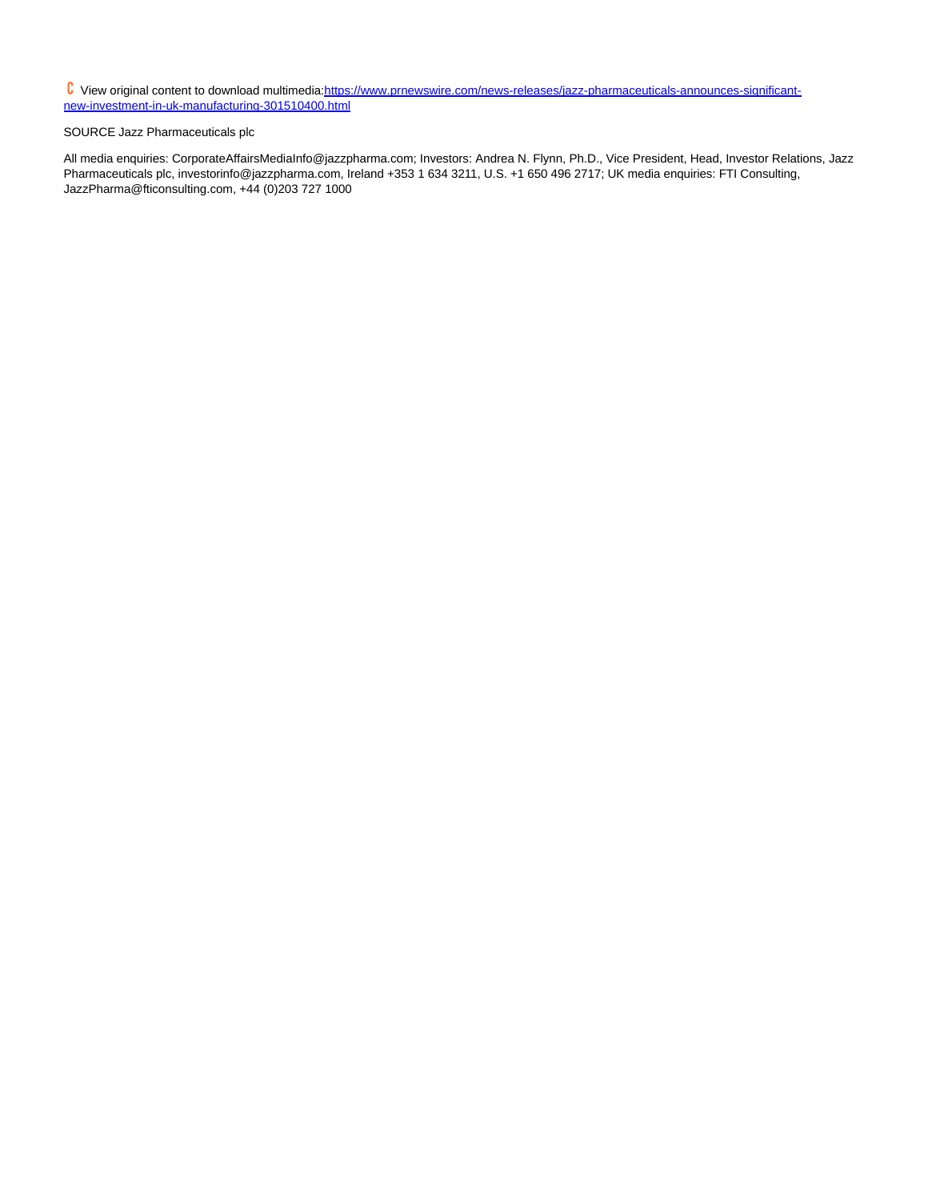View original content to download multimedia:[https://www.prnewswire.com/news-releases/jazz-pharmaceuticals-announces-significant-new-investment-in-uk-manufacturing-301510400.html](https://www.prnewswire.com/news-releases/jazz-pharmaceuticals-announces-significant-new-investment-in-uk-manufacturing-301510400.html)

SOURCE Jazz Pharmaceuticals plc

All media enquiries: CorporateAffairsMediaInfo@jazzpharma.com; Investors: Andrea N. Flynn, Ph.D., Vice President, Head, Investor Relations, Jazz Pharmaceuticals plc, investorinfo@jazzpharma.com, Ireland +353 1 634 3211, U.S. +1 650 496 2717; UK media enquiries: FTI Consulting, JazzPharma@fticonsulting.com, +44 (0)203 727 1000